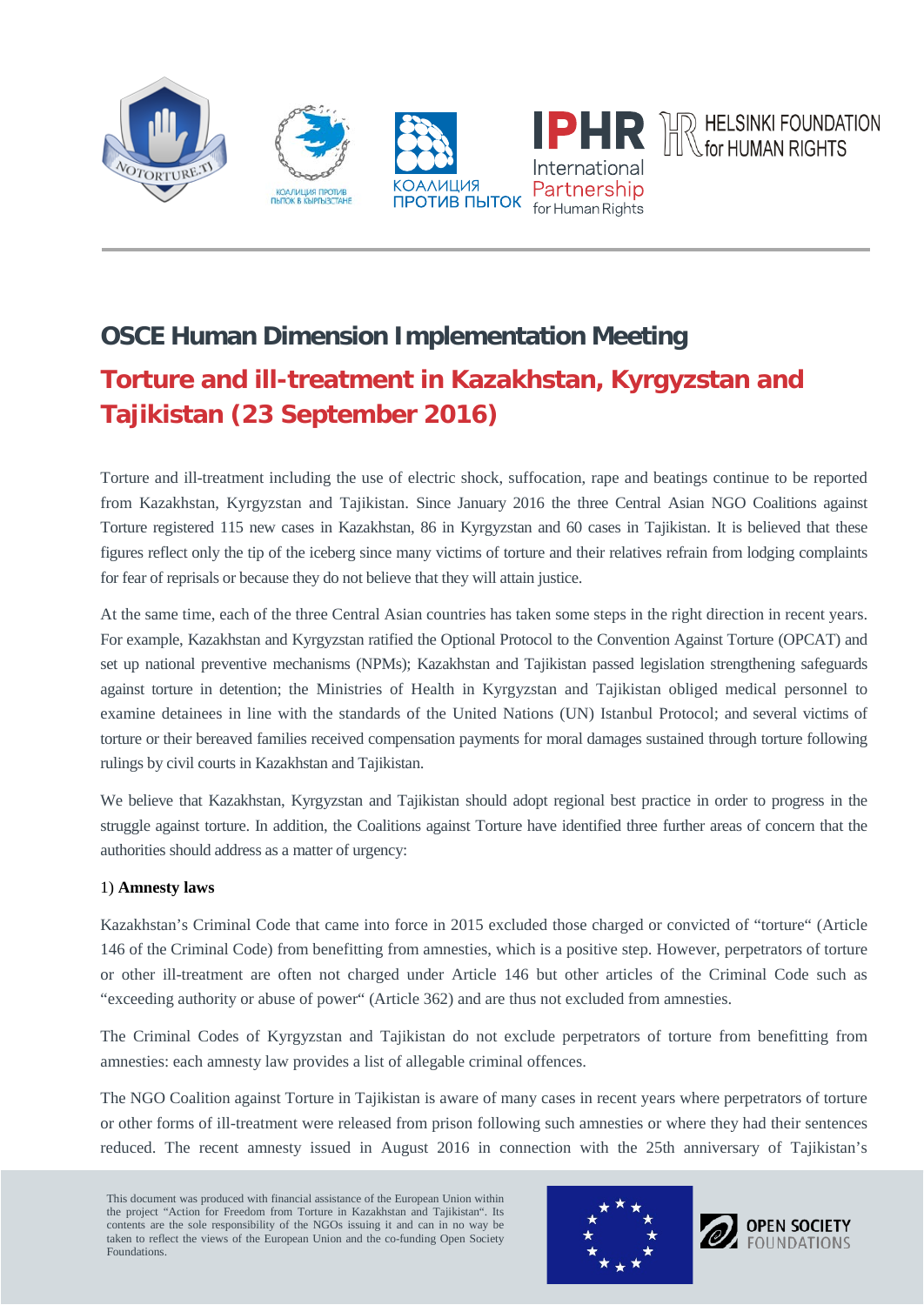# OSCE Human Dimension Implementation Meeting

## Torture and ill-treatment in Kazakhstan, Kyrgyzstan and Tajikistan (23 September 2016)

Torture and ill-treatment including the use of electric shock, suffocation, rape and beatings continue to be reported from Kazakhstan, Kyrgyzstan and Tajikistan. Since January 2016 the three Central Asian NGO Coalitions against Torture registered 115 new cases in Kazakhstan, 86 in Kyrgyzstan and 60 cases in Tajikistan. It is believed that these figures reflect only the tip of the iceberg since many victims of torture and their relatives refrain from lodging complaints for fear of reprisals or because they do not believe that they will attain justice.

At the same time, each of the three Central Asian countries has taken some steps in the right direction in recent years. For example, Kazakhstan and Kyrgyzstan ratified the Optional Protocol to the Convention Against Torture (OPCAT) and set up national preventive mechanisms (NPMs); Kazakhstan and Tajikistan passed legislation strengthening safeguards against torture in detention; the Ministries of Health in Kyrgyzstan and Tajikistan obliged medical personnel to examine detainees in line with the standards of the United Nations (UN) Istanbul Protocol; and several victims of torture or their bereaved families received compensation payments for moral damages sustained through torture following rulings by civil courts in Kazakhstan and Tajikistan.

We believe that Kazakhstan, Kyrgyzstan and Tajikistan should adopt regional best practice in order to progress in the struggle against torture. In addition, the Coalitions against Torture have identified three further areas of concern that the authorities should address as a matter of urgency:

1) **Amnesty laws**

Kazakhstan's Criminal Code that came into force in 2015 excluded those charged or convicted of "torture" (Article 146 of the Criminal Code) from benefitting from amnesties, which is a positive step. However, perpetrators of torture or other ill-treatment are often not charged under Article 146 but other articles of the Criminal Code such as "exceeding authority or abuse of power" (Article 362) and are thus not excluded from amnesties.

The Criminal Codes of Kyrgyzstan and Tajikistan do not exclude perpetrators of torture from benefitting from amnesties: each amnesty law provides a list of allegable criminal offences.

The NGO Coalition against Torture in Tajikistan is aware of many cases in recent years where perpetrators of torture or other forms of ill-treatment were released from prison following such amnesties or where they had their sentences reduced. The recent amnesty issued in August 2016 in connection with the 25th anniversary of Tajikistan's

This document was produced with financial assistance of the European Union within the project "Action for Freedom from Torture in Kazakhstan and Tajikistan". Its contents are the sole responsibility of the NGOs issuing it and can in no way be taken to reflect the views of the European Union and the co-funding Open Society Foundations.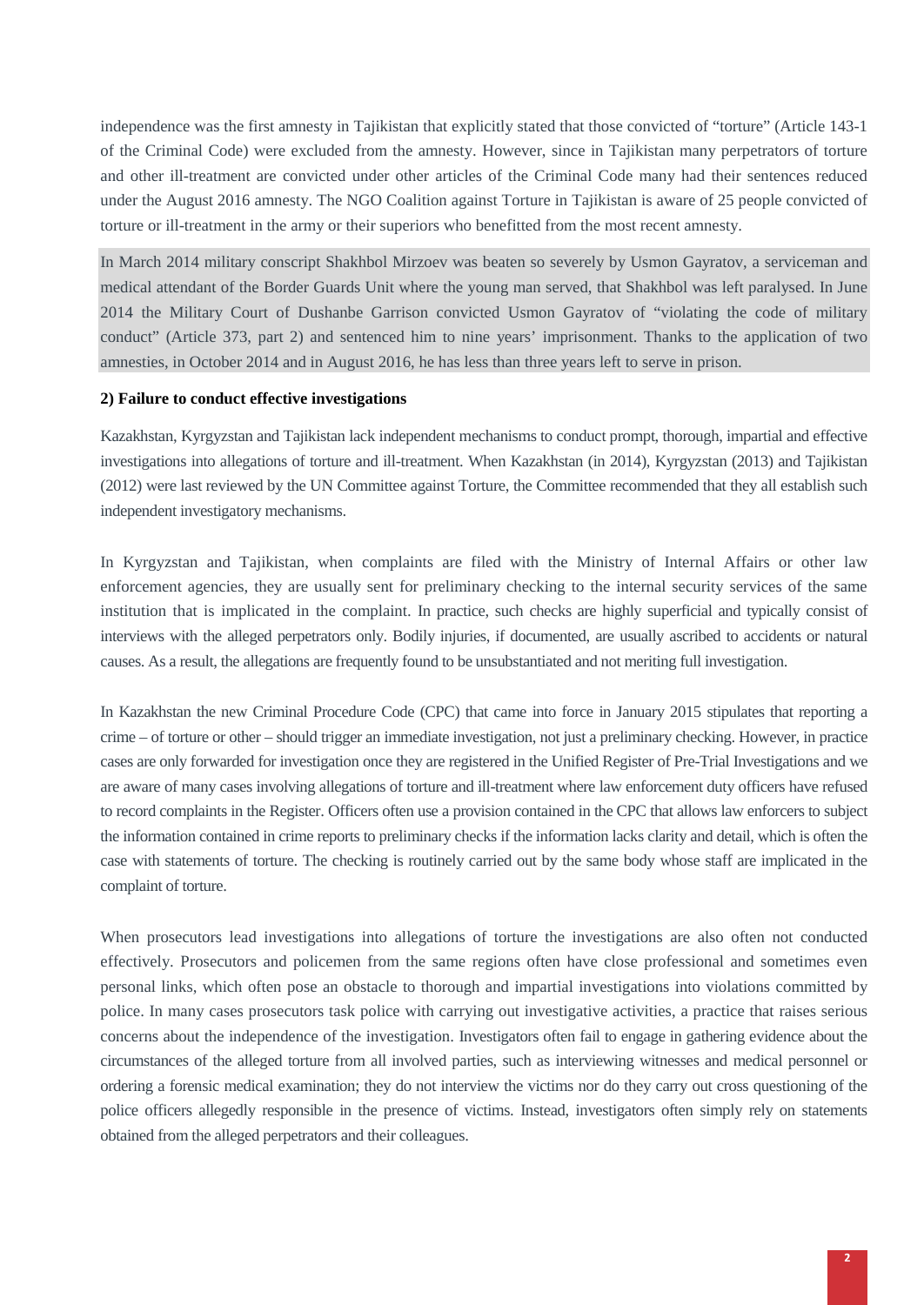independence was the first amnesty in Tajikistan that explicitly stated that those convicted of "torture" (Article 143-1 of the Criminal Code) were excluded from the amnesty. However, since in Tajikistan many perpetrators of torture and other ill-treatment are convicted under other articles of the Criminal Code many had their sentences reduced under the August 2016 amnesty. The NGO Coalition against Torture in Tajikistan is aware of 25 people convicted of torture or ill-treatment in the army or their superiors who benefitted from the most recent amnesty.

In March 2014 military conscript Shakhbol Mirzoev was beaten so severely by Usmon Gayratov, a serviceman and medical attendant of the Border Guards Unit where the young man served, that Shakhbol was left paralysed. In June 2014 the Military Court of Dushanbe Garrison convicted Usmon Gayratov of "violating the code of military conduct" (Article 373, part 2) and sentenced him to nine years' imprisonment. Thanks to the application of two amnesties, in October 2014 and in August 2016, he has less than three years left to serve in prison.

**2) Failure to conduct effective investigations**

Kazakhstan, Kyrgyzstan and Tajikistan lack independent mechanisms to conduct prompt, thorough, impartial and effective investigations into allegations of torture and ill-treatment. When Kazakhstan (in 2014), Kyrgyzstan (2013) and Tajikistan (2012) were last reviewed by the UN Committee against Torture, the Committee recommended that they all establish such independent investigatory mechanisms.

In Kyrgyzstan and Tajikistan, when complaints are filed with the Ministry of Internal Affairs or other law enforcement agencies, they are usually sent for preliminary checking to the internal security services of the same institution that is implicated in the complaint. In practice, such checks are highly superficial and typically consist of interviews with the alleged perpetrators only. Bodily injuries, if documented, are usually ascribed to accidents or natural causes. As a result, the allegations are frequently found to be unsubstantiated and not meriting full investigation.

In Kazakhstan the new Criminal Procedure Code (CPC) that came into force in January 2015 stipulates that reporting a crime – of torture or other – should trigger an immediate investigation, not just a preliminary checking. However, in practice cases are only forwarded for investigation once they are registered in the Unified Register of Pre-Trial Investigations and we are aware of many cases involving allegations of torture and ill-treatment where law enforcement duty officers have refused to record complaints in the Register. Officers often use a provision contained in the CPC that allows law enforcers to subject the information contained in crime reports to preliminary checks if the information lacks clarity and detail, which is often the case with statements of torture. The checking is routinely carried out by the same body whose staff are implicated in the complaint of torture.

When prosecutors lead investigations into allegations of torture the investigations are also often not conducted effectively. Prosecutors and policemen from the same regions often have close professional and sometimes even personal links, which often pose an obstacle to thorough and impartial investigations into violations committed by police. In many cases prosecutors task police with carrying out investigative activities, a practice that raises serious concerns about the independence of the investigation. Investigators often fail to engage in gathering evidence about the circumstances of the alleged torture from all involved parties, such as interviewing witnesses and medical personnel or ordering a forensic medical examination; they do not interview the victims nor do they carry out cross questioning of the police officers allegedly responsible in the presence of victims. Instead, investigators often simply rely on statements obtained from the alleged perpetrators and their colleagues.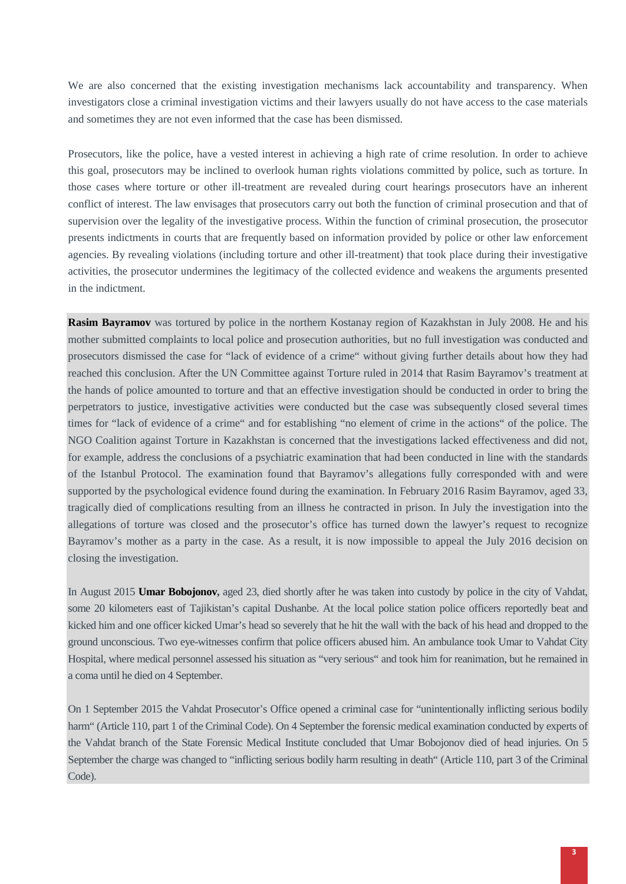We are also concerned that the existing investigation mechanisms lack accountability and transparency. When investigators close a criminal investigation victims and their lawyers usually do not have access to the case materials and sometimes they are not even informed that the case has been dismissed.

Prosecutors, like the police, have a vested interest in achieving a high rate of crime resolution. In order to achieve this goal, prosecutors may be inclined to overlook human rights violations committed by police, such as torture. In those cases where torture or other ill-treatment are revealed during court hearings prosecutors have an inherent conflict of interest. The law envisages that prosecutors carry out both the function of criminal prosecution and that of supervision over the legality of the investigative process. Within the function of criminal prosecution, the prosecutor presents indictments in courts that are frequently based on information provided by police or other law enforcement agencies. By revealing violations (including torture and other ill-treatment) that took place during their investigative activities, the prosecutor undermines the legitimacy of the collected evidence and weakens the arguments presented in the indictment.

**Rasim Bayramov** was tortured by police in the northern Kostanay region of Kazakhstan in July 2008. He and his mother submitted complaints to local police and prosecution authorities, but no full investigation was conducted and prosecutors dismissed the case for "lack of evidence of a crime" without giving further details about how they had reached this conclusion. After the UN Committee against Torture ruled in 2014 that Rasim Bayramov's treatment at the hands of police amounted to torture and that an effective investigation should be conducted in order to bring the perpetrators to justice, investigative activities were conducted but the case was subsequently closed several times times for "lack of evidence of a crime" and for establishing "no element of crime in the actions" of the police. The NGO Coalition against Torture in Kazakhstan is concerned that the investigations lacked effectiveness and did not, for example, address the conclusions of a psychiatric examination that had been conducted in line with the standards of the Istanbul Protocol. The examination found that Bayramov's allegations fully corresponded with and were supported by the psychological evidence found during the examination. In February 2016 Rasim Bayramov, aged 33, tragically died of complications resulting from an illness he contracted in prison. In July the investigation into the allegations of torture was closed and the prosecutor's office has turned down the lawyer's request to recognize Bayramov's mother as a party in the case. As a result, it is now impossible to appeal the July 2016 decision on closing the investigation.

In August 2015 **Umar Bobojonov,** aged 23, died shortly after he was taken into custody by police in the city of Vahdat, some 20 kilometers east of Tajikistan's capital Dushanbe. At the local police station police officers reportedly beat and kicked him and one officer kicked Umar's head so severely that he hit the wall with the back of his head and dropped to the ground unconscious. Two eye-witnesses confirm that police officers abused him. An ambulance took Umar to Vahdat City Hospital, where medical personnel assessed his situation as "very serious" and took him for reanimation, but he remained in a coma until he died on 4 September.

On 1 September 2015 the Vahdat Prosecutor's Office opened a criminal case for "unintentionally inflicting serious bodily harm" (Article 110, part 1 of the Criminal Code). On 4 September the forensic medical examination conducted by experts of the Vahdat branch of the State Forensic Medical Institute concluded that Umar Bobojonov died of head injuries. On 5 September the charge was changed to "inflicting serious bodily harm resulting in death" (Article 110, part 3 of the Criminal Code).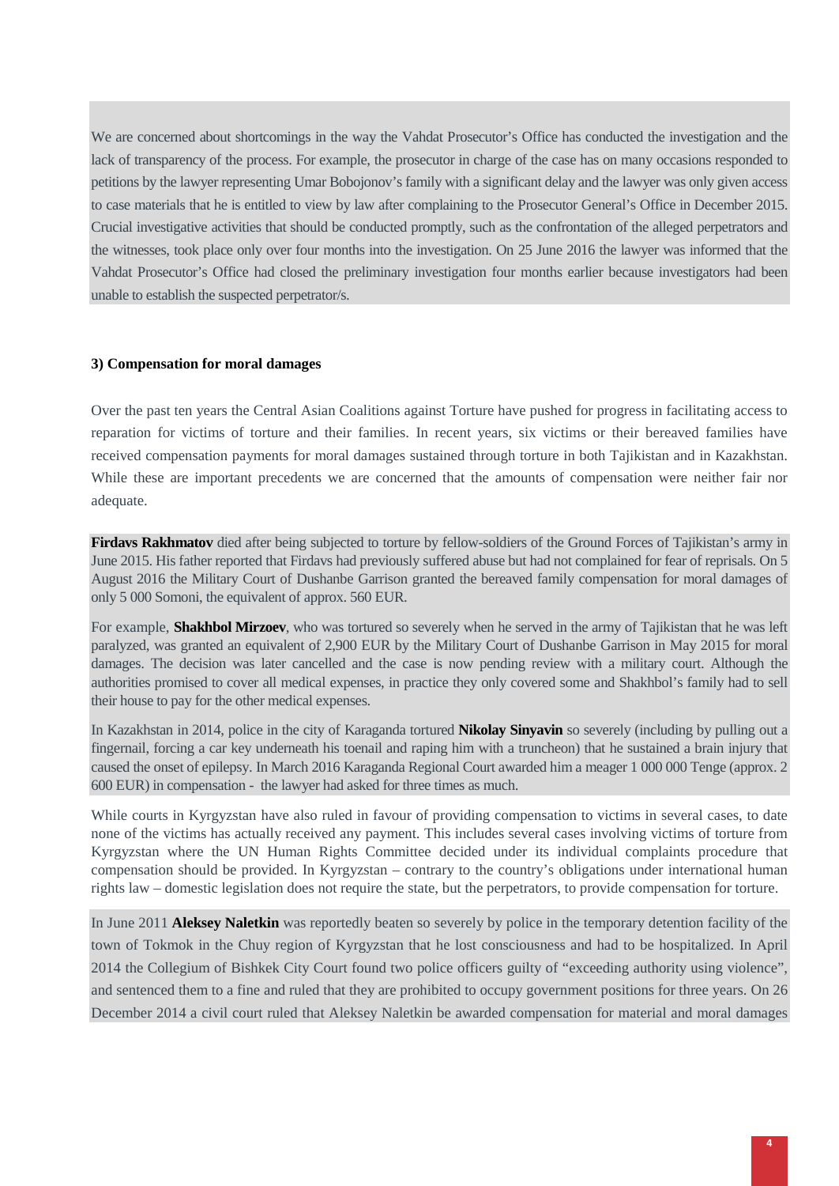We are concerned about shortcomings in the way the Vahdat Prosecutor's Office has conducted the investigation and the lack of transparency of the process. For example, the prosecutor in charge of the case has on many occasions responded to petitions by the lawyer representing Umar Bobojonov's family with a significant delay and the lawyer was only given access to case materials that he is entitled to view by law after complaining to the Prosecutor General's Office in December 2015. Crucial investigative activities that should be conducted promptly, such as the confrontation of the alleged perpetrators and the witnesses, took place only over four months into the investigation. On 25 June 2016 the lawyer was informed that the Vahdat Prosecutor's Office had closed the preliminary investigation four months earlier because investigators had been unable to establish the suspected perpetrator/s.

**3) Compensation for moral damages**

Over the past ten years the Central Asian Coalitions against Torture have pushed for progress in facilitating access to reparation for victims of torture and their families. In recent years, six victims or their bereaved families have received compensation payments for moral damages sustained through torture in both Tajikistan and in Kazakhstan. While these are important precedents we are concerned that the amounts of compensation were neither fair nor adequate.

**Firdavs Rakhmatov** died after being subjected to torture by fellow-soldiers of the Ground Forces of Tajikistan's army in June 2015. His father reported that Firdavs had previously suffered abuse but had not complained for fear of reprisals. On 5 August 2016 the Military Court of Dushanbe Garrison granted the bereaved family compensation for moral damages of only 5 000 Somoni, the equivalent of approx. 560 EUR.

For example, **Shakhbol Mirzoev**, who was tortured so severely when he served in the army of Tajikistan that he was left paralyzed, was granted an equivalent of 2,900 EUR by the Military Court of Dushanbe Garrison in May 2015 for moral damages. The decision was later cancelled and the case is now pending review with a military court. Although the authorities promised to cover all medical expenses, in practice they only covered some and Shakhbol's family had to sell their house to pay for the other medical expenses.

In Kazakhstan in 2014, police in the city of Karaganda tortured **Nikolay Sinyavin** so severely (including by pulling out a fingernail, forcing a car key underneath his toenail and raping him with a truncheon) that he sustained a brain injury that caused the onset of epilepsy. In March 2016 Karaganda Regional Court awarded him a meager 1 000 000 Tenge (approx. 2 600 EUR) in compensation - the lawyer had asked for three times as much.

While courts in Kyrgyzstan have also ruled in favour of providing compensation to victims in several cases, to date none of the victims has actually received any payment. This includes several cases involving victims of torture from Kyrgyzstan where the UN Human Rights Committee decided under its individual complaints procedure that compensation should be provided. In Kyrgyzstan – contrary to the country's obligations under international human rights law – domestic legislation does not require the state, but the perpetrators, to provide compensation for torture.

In June 2011 **Aleksey Naletkin** was reportedly beaten so severely by police in the temporary detention facility of the town of Tokmok in the Chuy region of Kyrgyzstan that he lost consciousness and had to be hospitalized. In April 2014 the Collegium of Bishkek City Court found two police officers guilty of "exceeding authority using violence", and sentenced them to a fine and ruled that they are prohibited to occupy government positions for three years. On 26 December 2014 a civil court ruled that Aleksey Naletkin be awarded compensation for material and moral damages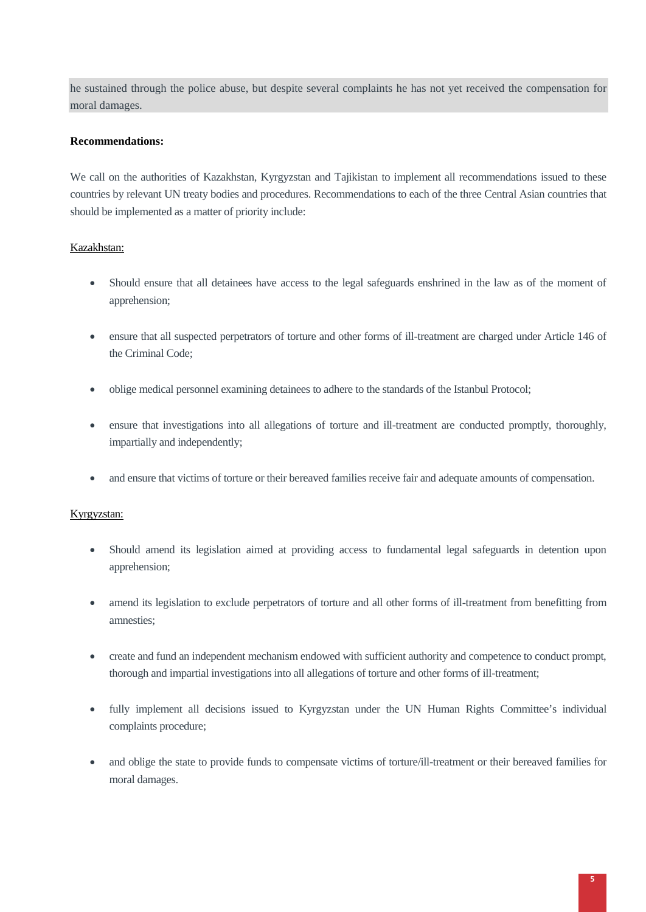he sustained through the police abuse, but despite several complaints he has not yet received the compensation for moral damages.

**Recommendations:**

We call on the authorities of Kazakhstan, Kyrgyzstan and Tajikistan to implement all recommendations issued to these countries by relevant UN treaty bodies and procedures. Recommendations to each of the three Central Asian countries that should be implemented as a matter of priority include:

Kazakhstan:

- Should ensure that all detainees have access to the legal safeguards enshrined in the law as of the moment of apprehension;
- ensure that all suspected perpetrators of torture and other forms of ill-treatment are charged under Article 146 of the Criminal Code;
- oblige medical personnel examining detainees to adhere to the standards of the Istanbul Protocol;
- ensure that investigations into all allegations of torture and ill-treatment are conducted promptly, thoroughly, impartially and independently;
- and ensure that victims of torture or their bereaved families receive fair and adequate amounts of compensation.

Kyrgyzstan:

- Should amend its legislation aimed at providing access to fundamental legal safeguards in detention upon apprehension;
- amend its legislation to exclude perpetrators of torture and all other forms of ill-treatment from benefitting from amnesties;
- create and fund an independent mechanism endowed with sufficient authority and competence to conduct prompt, thorough and impartial investigations into all allegations of torture and other forms of ill-treatment;
- fully implement all decisions issued to Kyrgyzstan under the UN Human Rights Committee's individual complaints procedure;
- and oblige the state to provide funds to compensate victims of torture/ill-treatment or their bereaved families for moral damages.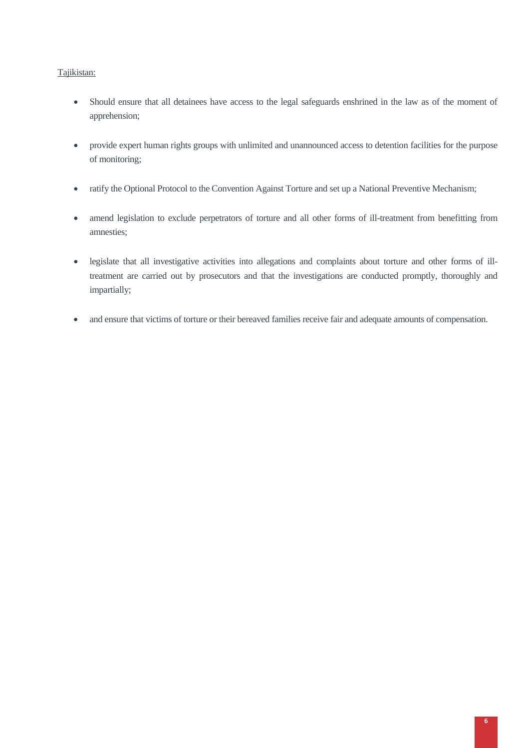<u>Tajikistan:</u>

- Should ensure that all detainees have access to the legal safeguards enshrined in the law as of the moment of apprehension;
- provide expert human rights groups with unlimited and unannounced access to detention facilities for the purpose of monitoring;
- ratify the Optional Protocol to the Convention Against Torture and set up a National Preventive Mechanism;
- amend legislation to exclude perpetrators of torture and all other forms of ill-treatment from benefitting from amnesties;
- legislate that all investigative activities into allegations and complaints about torture and other forms of ill-treatment are carried out by prosecutors and that the investigations are conducted promptly, thoroughly and impartially;
- and ensure that victims of torture or their bereaved families receive fair and adequate amounts of compensation.